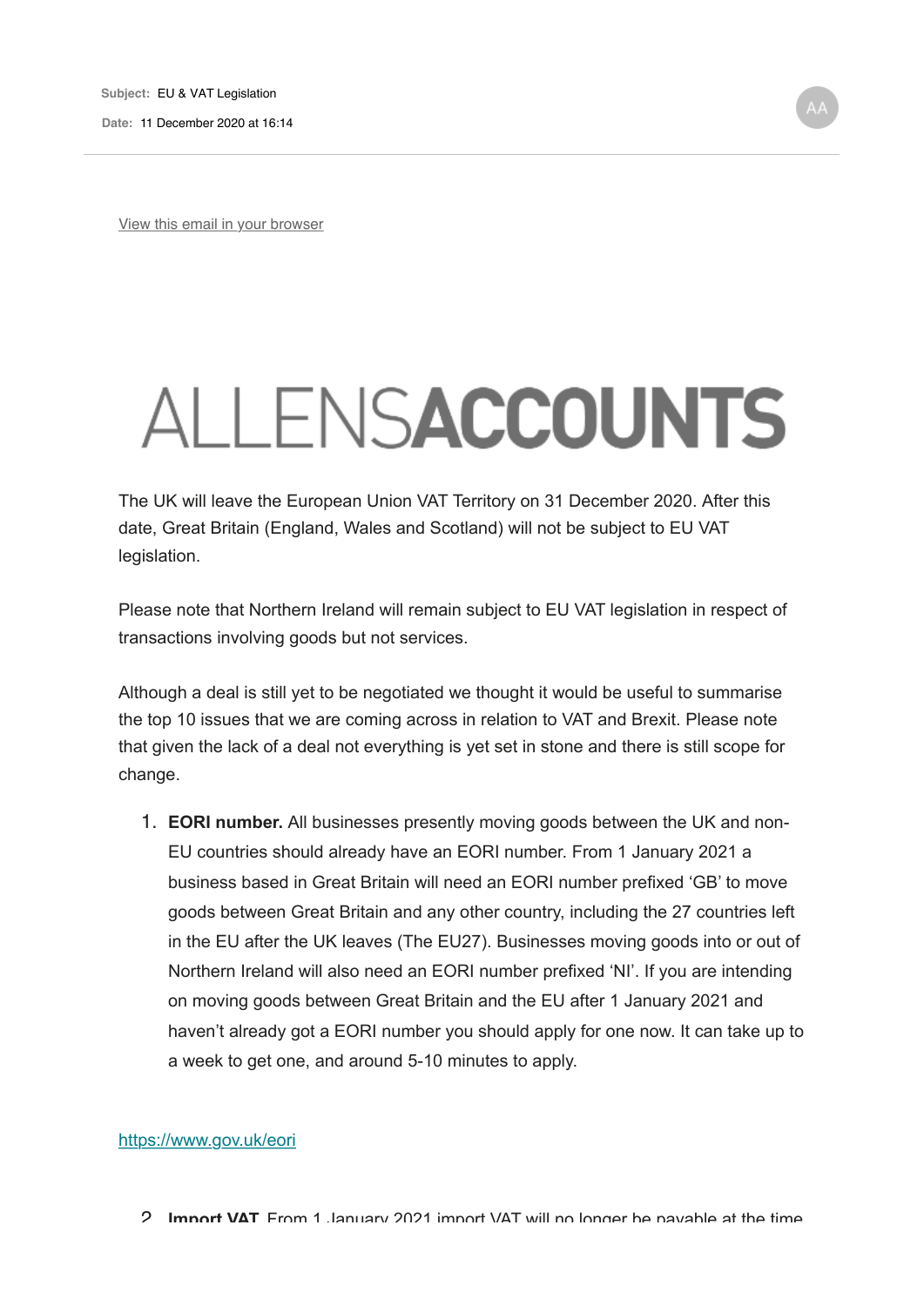Subject: EU & VAT Legislation

Date: 11 December 2020 at 16:14

View this email in your browser

# ALLENSACCOUNTS

The UK will leave the European Union VAT Territory on 31 December 2020. After this date, Great Britain (England, Wales and Scotland) will not be subject to EU VAT legislation.

Please note that Northern Ireland will remain subject to EU VAT legislation in respect of transactions involving goods but not services.

Although a deal is still yet to be negotiated we thought it would be useful to summarise the top 10 issues that we are coming across in relation to VAT and Brexit. Please note that given the lack of a deal not everything is yet set in stone and there is still scope for change.

1. **EORI number.** All businesses presently moving goods between the UK and non-EU countries should already have an EORI number. From 1 January 2021 a business based in Great Britain will need an EORI number prefixed 'GB' to move goods between Great Britain and any other country, including the 27 countries left in the EU after the UK leaves (The EU27). Businesses moving goods into or out of Northern Ireland will also need an EORI number prefixed 'NI'. If you are intending on moving goods between Great Britain and the EU after 1 January 2021 and haven't already got a EORI number you should apply for one now. It can take up to a week to get one, and around 5-10 minutes to apply.

https://www.gov.uk/eori

2. **Import VAT.** From 1 January 2021 import VAT will no longer be payable at the time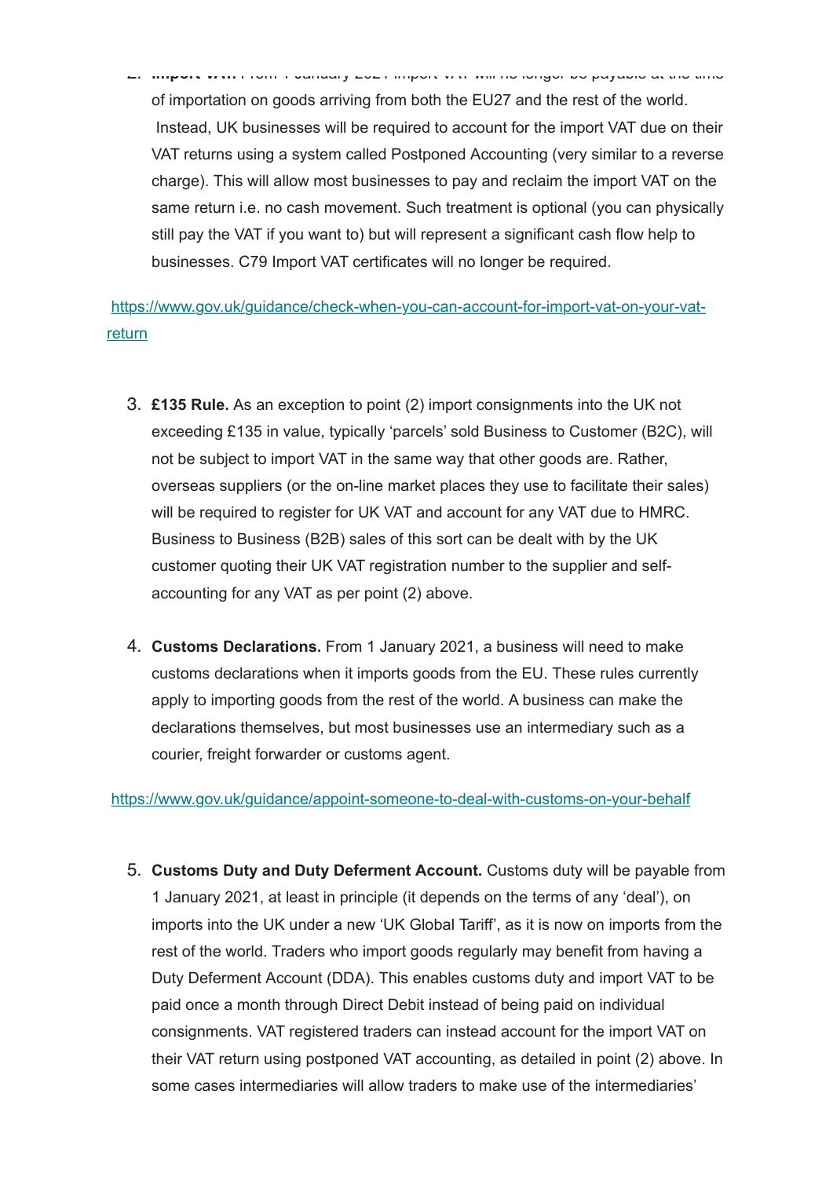2. **Import VAT.** From 1 January 2021 import VAT will no longer be payable at the time of importation on goods arriving from both the EU27 and the rest of the world. Instead, UK businesses will be required to account for the import VAT due on their VAT returns using a system called Postponed Accounting (very similar to a reverse charge). This will allow most businesses to pay and reclaim the import VAT on the same return i.e. no cash movement. Such treatment is optional (you can physically still pay the VAT if you want to) but will represent a significant cash flow help to businesses. C79 Import VAT certificates will no longer be required.

[https://www.gov.uk/guidance/check-when-you-can-account-for-import-vat-on-your-vat-return](https://www.gov.uk/guidance/check-when-you-can-account-for-import-vat-on-your-vat-return)

3. **£135 Rule.** As an exception to point (2) import consignments into the UK not exceeding £135 in value, typically 'parcels' sold Business to Customer (B2C), will not be subject to import VAT in the same way that other goods are. Rather, overseas suppliers (or the on-line market places they use to facilitate their sales) will be required to register for UK VAT and account for any VAT due to HMRC. Business to Business (B2B) sales of this sort can be dealt with by the UK customer quoting their UK VAT registration number to the supplier and self-accounting for any VAT as per point (2) above.

4. **Customs Declarations.** From 1 January 2021, a business will need to make customs declarations when it imports goods from the EU. These rules currently apply to importing goods from the rest of the world. A business can make the declarations themselves, but most businesses use an intermediary such as a courier, freight forwarder or customs agent.

[https://www.gov.uk/guidance/appoint-someone-to-deal-with-customs-on-your-behalf](https://www.gov.uk/guidance/appoint-someone-to-deal-with-customs-on-your-behalf)

5. **Customs Duty and Duty Deferment Account.** Customs duty will be payable from 1 January 2021, at least in principle (it depends on the terms of any 'deal'), on imports into the UK under a new 'UK Global Tariff', as it is now on imports from the rest of the world. Traders who import goods regularly may benefit from having a Duty Deferment Account (DDA). This enables customs duty and import VAT to be paid once a month through Direct Debit instead of being paid on individual consignments. VAT registered traders can instead account for the import VAT on their VAT return using postponed VAT accounting, as detailed in point (2) above. In some cases intermediaries will allow traders to make use of the intermediaries'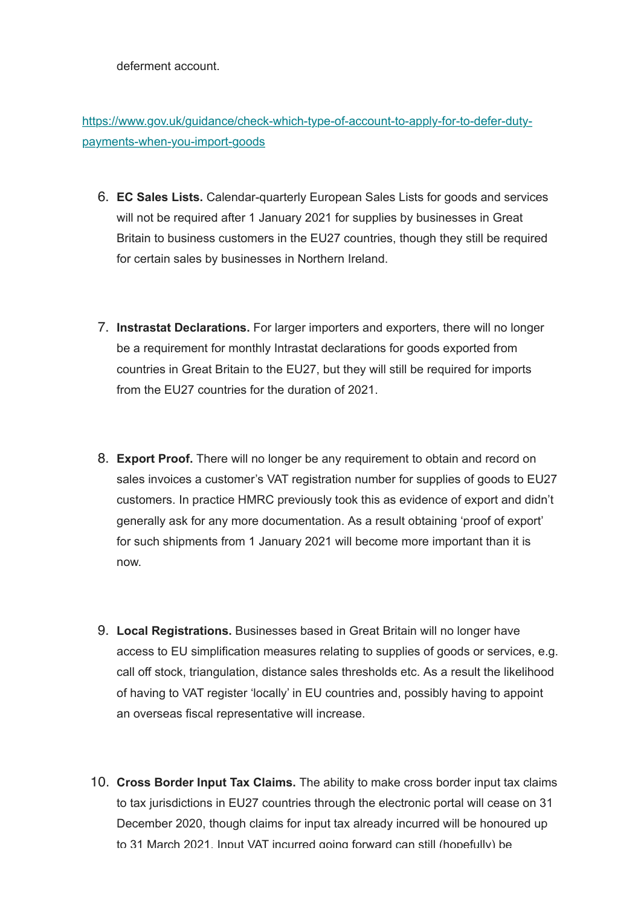deferment account.

[https://www.gov.uk/guidance/check-which-type-of-account-to-apply-for-to-defer-duty-payments-when-you-import-goods](https://www.gov.uk/guidance/check-which-type-of-account-to-apply-for-to-defer-duty-payments-when-you-import-goods)

6. **EC Sales Lists.** Calendar-quarterly European Sales Lists for goods and services will not be required after 1 January 2021 for supplies by businesses in Great Britain to business customers in the EU27 countries, though they still be required for certain sales by businesses in Northern Ireland.

7. **Instrastat Declarations.** For larger importers and exporters, there will no longer be a requirement for monthly Intrastat declarations for goods exported from countries in Great Britain to the EU27, but they will still be required for imports from the EU27 countries for the duration of 2021.

8. **Export Proof.** There will no longer be any requirement to obtain and record on sales invoices a customer's VAT registration number for supplies of goods to EU27 customers. In practice HMRC previously took this as evidence of export and didn't generally ask for any more documentation. As a result obtaining 'proof of export' for such shipments from 1 January 2021 will become more important than it is now.

9. **Local Registrations.** Businesses based in Great Britain will no longer have access to EU simplification measures relating to supplies of goods or services, e.g. call off stock, triangulation, distance sales thresholds etc. As a result the likelihood of having to VAT register 'locally' in EU countries and, possibly having to appoint an overseas fiscal representative will increase.

10. **Cross Border Input Tax Claims.** The ability to make cross border input tax claims to tax jurisdictions in EU27 countries through the electronic portal will cease on 31 December 2020, though claims for input tax already incurred will be honoured up to 31 March 2021. Input VAT incurred going forward can still (hopefully) be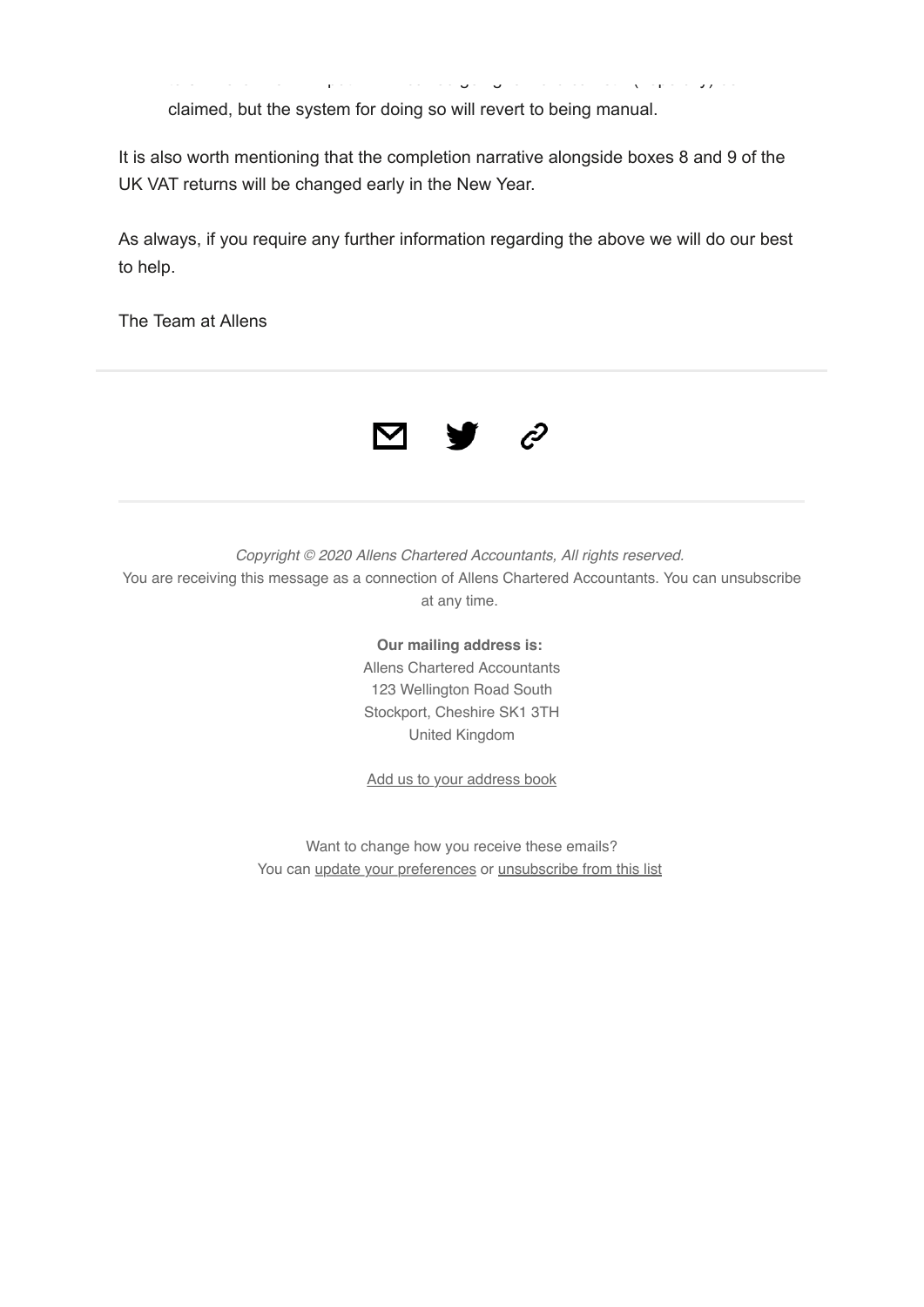claimed, but the system for doing so will revert to being manual.

It is also worth mentioning that the completion narrative alongside boxes 8 and 9 of the UK VAT returns will be changed early in the New Year.

As always, if you require any further information regarding the above we will do our best to help.

The Team at Allens

---

*Copyright © 2020 Allens Chartered Accountants, All rights reserved.*
You are receiving this message as a connection of Allens Chartered Accountants. You can unsubscribe at any time.

**Our mailing address is:**
Allens Chartered Accountants
123 Wellington Road South
Stockport, Cheshire SK1 3TH
United Kingdom

Add us to your address book

Want to change how you receive these emails?
You can update your preferences or unsubscribe from this list